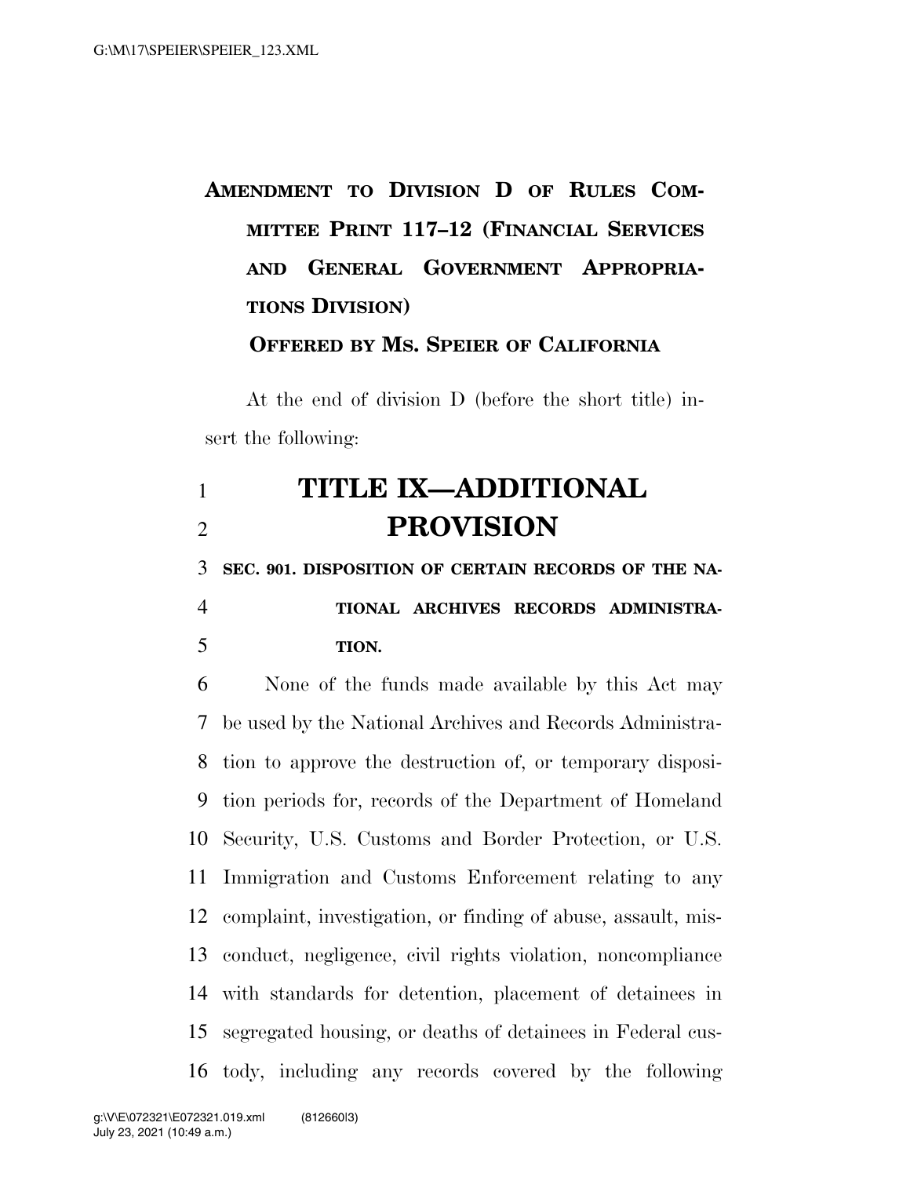**AMENDMENT TO DIVISION D OF RULES COMMITTEE PRINT 117–12 (FINANCIAL SERVICES AND GENERAL GOVERNMENT APPROPRIATIONS DIVISION)**

**OFFERED BY MS. SPEIER OF CALIFORNIA**

At the end of division D (before the short title) insert the following:

# TITLE IX—ADDITIONAL PROVISION

**SEC. 901. DISPOSITION OF CERTAIN RECORDS OF THE NATIONAL ARCHIVES RECORDS ADMINISTRATION.**

None of the funds made available by this Act may be used by the National Archives and Records Administration to approve the destruction of, or temporary disposition periods for, records of the Department of Homeland Security, U.S. Customs and Border Protection, or U.S. Immigration and Customs Enforcement relating to any complaint, investigation, or finding of abuse, assault, misconduct, negligence, civil rights violation, noncompliance with standards for detention, placement of detainees in segregated housing, or deaths of detainees in Federal custody, including any records covered by the following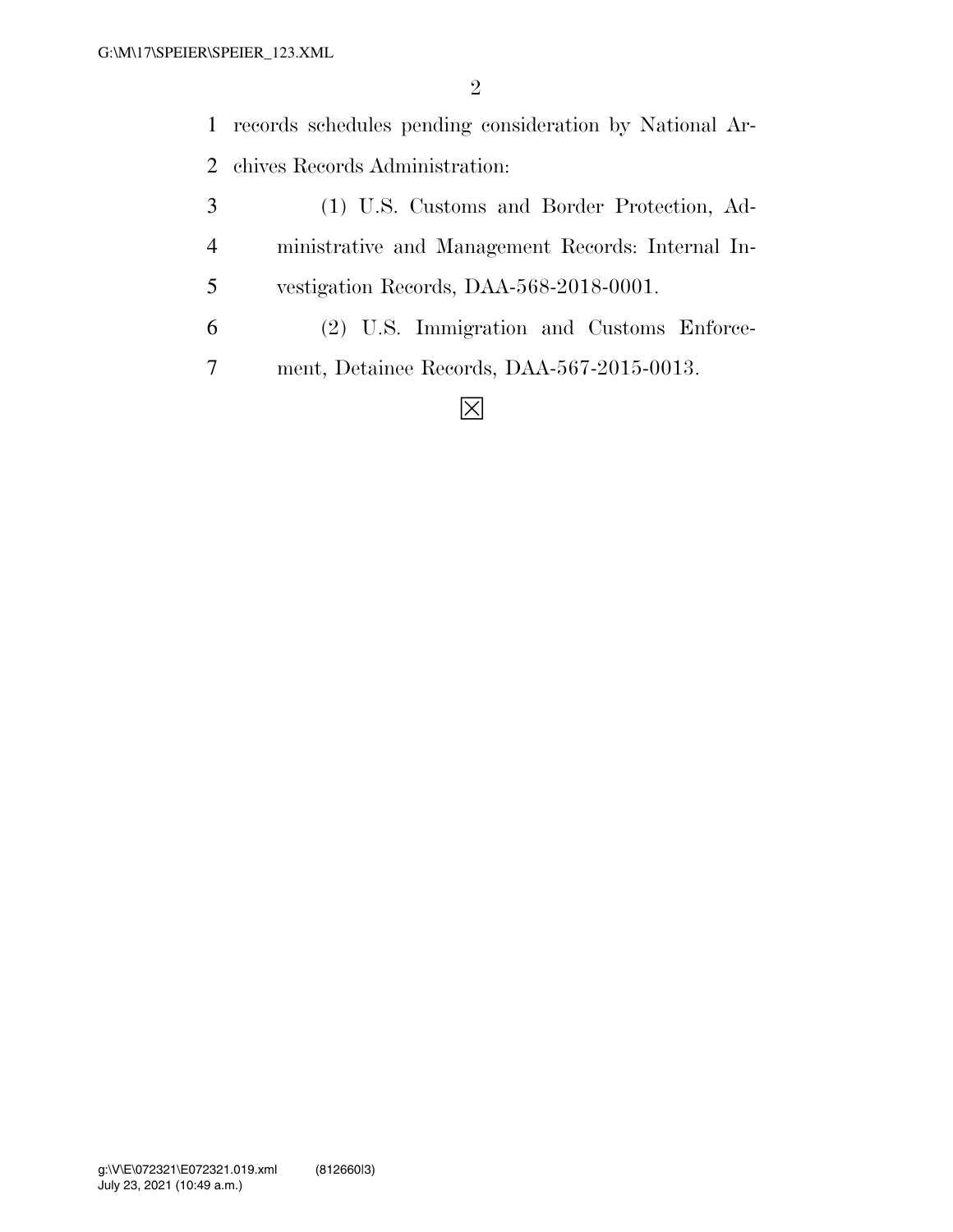records schedules pending consideration by National Archives Records Administration:

(1) U.S. Customs and Border Protection, Administrative and Management Records: Internal Investigation Records, DAA-568-2018-0001.

(2) U.S. Immigration and Customs Enforcement, Detainee Records, DAA-567-2015-0013.